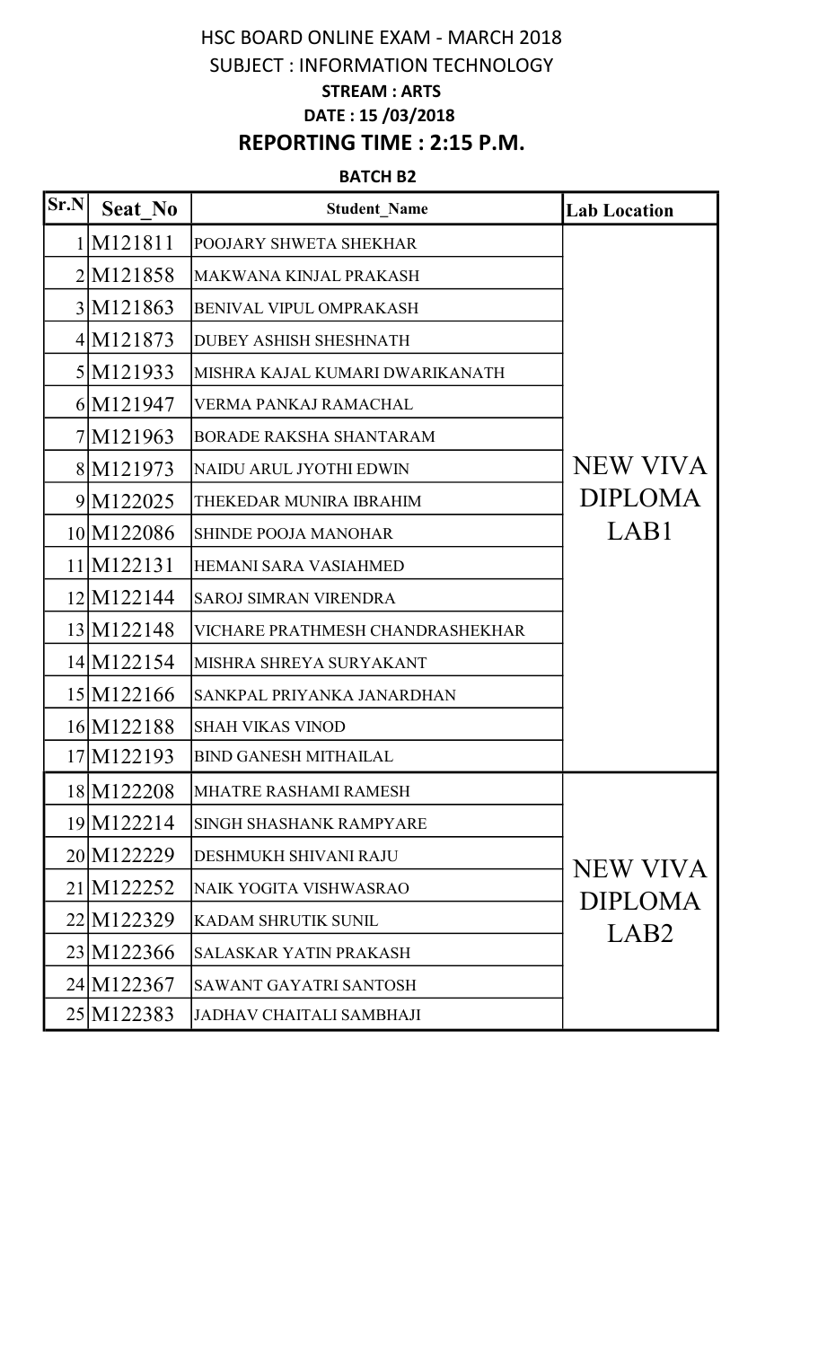# HSC BOARD ONLINE EXAM - MARCH 2018

## SUBJECT : INFORMATION TECHNOLOGY

**STREAM : ARTS**

**DATE : 15 /03/2018**

## REPORTING TIME : 2:15 P.M.

**BATCH B2**

| Sr.N | Seat_No | Student_Name | Lab Location |
|---|---|---|---|
| 1 | M121811 | POOJARY SHWETA SHEKHAR | NEW VIVA DIPLOMA LAB1 |
| 2 | M121858 | MAKWANA KINJAL PRAKASH | |
| 3 | M121863 | BENIVAL VIPUL OMPRAKASH | |
| 4 | M121873 | DUBEY ASHISH SHESHNATH | |
| 5 | M121933 | MISHRA KAJAL KUMARI DWARIKANATH | |
| 6 | M121947 | VERMA PANKAJ RAMACHAL | |
| 7 | M121963 | BORADE RAKSHA SHANTARAM | |
| 8 | M121973 | NAIDU ARUL JYOTHI EDWIN | |
| 9 | M122025 | THEKEDAR MUNIRA IBRAHIM | |
| 10 | M122086 | SHINDE POOJA MANOHAR | |
| 11 | M122131 | HEMANI SARA VASIAHMED | |
| 12 | M122144 | SAROJ SIMRAN VIRENDRA | |
| 13 | M122148 | VICHARE PRATHMESH CHANDRASHEKHAR | |
| 14 | M122154 | MISHRA SHREYA SURYAKANT | |
| 15 | M122166 | SANKPAL PRIYANKA JANARDHAN | |
| 16 | M122188 | SHAH VIKAS VINOD | |
| 17 | M122193 | BIND GANESH MITHAILAL | |
| 18 | M122208 | MHATRE RASHAMI RAMESH | NEW VIVA DIPLOMA LAB2 |
| 19 | M122214 | SINGH SHASHANK RAMPYARE | |
| 20 | M122229 | DESHMUKH SHIVANI RAJU | |
| 21 | M122252 | NAIK YOGITA VISHWASRAO | |
| 22 | M122329 | KADAM SHRUTIK SUNIL | |
| 23 | M122366 | SALASKAR YATIN PRAKASH | |
| 24 | M122367 | SAWANT GAYATRI SANTOSH | |
| 25 | M122383 | JADHAV CHAITALI SAMBHAJI | |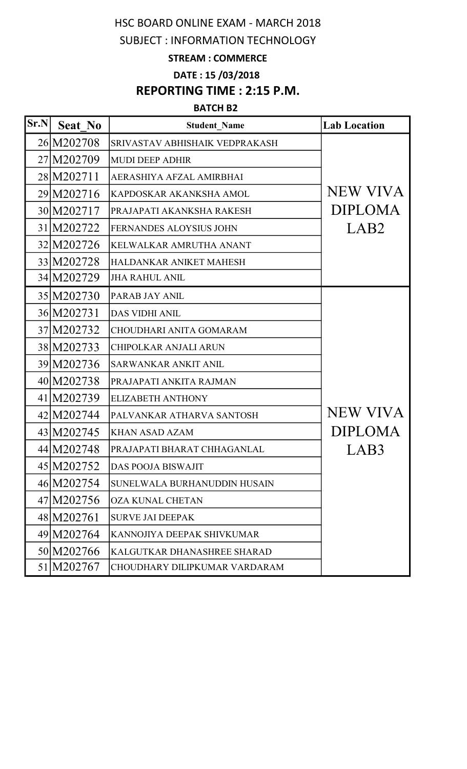# HSC BOARD ONLINE EXAM - MARCH 2018

## SUBJECT : INFORMATION TECHNOLOGY

**STREAM : COMMERCE**

**DATE : 15 /03/2018**

## REPORTING TIME : 2:15 P.M.

**BATCH B2**

| Sr.N | Seat_No | Student_Name | Lab Location |
|---|---|---|---|
| 26 | M202708 | SRIVASTAV ABHISHAIK VEDPRAKASH | NEW VIVA DIPLOMA LAB2 |
| 27 | M202709 | MUDI DEEP ADHIR | |
| 28 | M202711 | AERASHIYA AFZAL AMIRBHAI | |
| 29 | M202716 | KAPDOSKAR AKANKSHA AMOL | |
| 30 | M202717 | PRAJAPATI AKANKSHA RAKESH | |
| 31 | M202722 | FERNANDES ALOYSIUS JOHN | |
| 32 | M202726 | KELWALKAR AMRUTHA ANANT | |
| 33 | M202728 | HALDANKAR ANIKET MAHESH | |
| 34 | M202729 | JHA RAHUL ANIL | |
| 35 | M202730 | PARAB JAY ANIL | NEW VIVA DIPLOMA LAB3 |
| 36 | M202731 | DAS VIDHI ANIL | |
| 37 | M202732 | CHOUDHARI ANITA GOMARAM | |
| 38 | M202733 | CHIPOLKAR ANJALI ARUN | |
| 39 | M202736 | SARWANKAR ANKIT ANIL | |
| 40 | M202738 | PRAJAPATI ANKITA RAJMAN | |
| 41 | M202739 | ELIZABETH ANTHONY | |
| 42 | M202744 | PALVANKAR ATHARVA SANTOSH | |
| 43 | M202745 | KHAN ASAD AZAM | |
| 44 | M202748 | PRAJAPATI BHARAT CHHAGANLAL | |
| 45 | M202752 | DAS POOJA BISWAJIT | |
| 46 | M202754 | SUNELWALA BURHANUDDIN HUSAIN | |
| 47 | M202756 | OZA KUNAL CHETAN | |
| 48 | M202761 | SURVE JAI DEEPAK | |
| 49 | M202764 | KANNOJIYA DEEPAK SHIVKUMAR | |
| 50 | M202766 | KALGUTKAR DHANASHREE SHARAD | |
| 51 | M202767 | CHOUDHARY DILIPKUMAR VARDARAM | |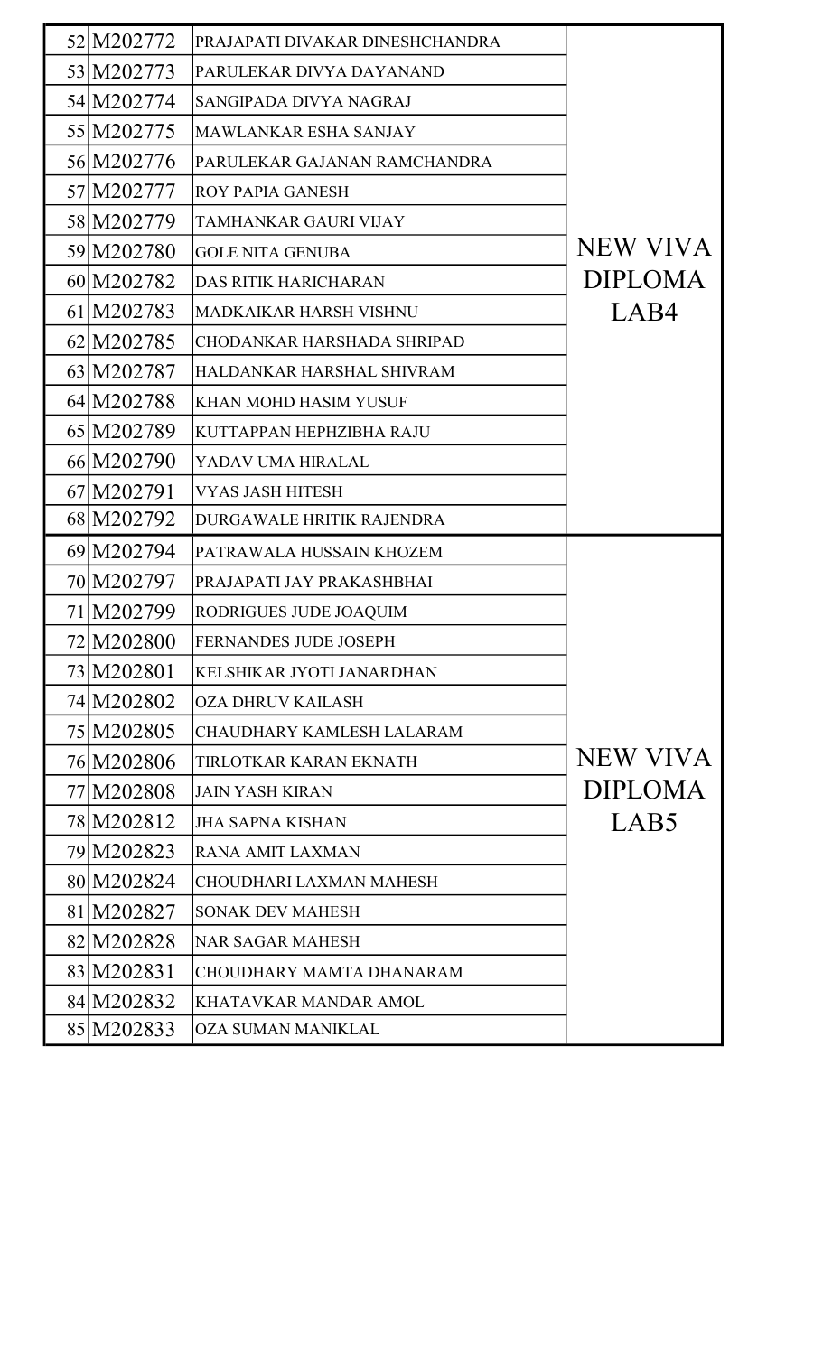| | | | |
|---|---|---|---|
| 52 | M202772 | PRAJAPATI DIVAKAR DINESHCHANDRA | NEW VIVA DIPLOMA LAB4 |
| 53 | M202773 | PARULEKAR DIVYA DAYANAND | |
| 54 | M202774 | SANGIPADA DIVYA NAGRAJ | |
| 55 | M202775 | MAWLANKAR ESHA SANJAY | |
| 56 | M202776 | PARULEKAR GAJANAN RAMCHANDRA | |
| 57 | M202777 | ROY PAPIA GANESH | |
| 58 | M202779 | TAMHANKAR GAURI VIJAY | |
| 59 | M202780 | GOLE NITA GENUBA | |
| 60 | M202782 | DAS RITIK HARICHARAN | |
| 61 | M202783 | MADKAIKAR HARSH VISHNU | |
| 62 | M202785 | CHODANKAR HARSHADA SHRIPAD | |
| 63 | M202787 | HALDANKAR HARSHAL SHIVRAM | |
| 64 | M202788 | KHAN MOHD HASIM YUSUF | |
| 65 | M202789 | KUTTAPPAN HEPHZIBHA RAJU | |
| 66 | M202790 | YADAV UMA HIRALAL | |
| 67 | M202791 | VYAS JASH HITESH | |
| 68 | M202792 | DURGAWALE HRITIK RAJENDRA | |
| 69 | M202794 | PATRAWALA HUSSAIN KHOZEM | NEW VIVA DIPLOMA LAB5 |
| 70 | M202797 | PRAJAPATI JAY PRAKASHBHAI | |
| 71 | M202799 | RODRIGUES JUDE JOAQUIM | |
| 72 | M202800 | FERNANDES JUDE JOSEPH | |
| 73 | M202801 | KELSHIKAR JYOTI JANARDHAN | |
| 74 | M202802 | OZA DHRUV KAILASH | |
| 75 | M202805 | CHAUDHARY KAMLESH LALARAM | |
| 76 | M202806 | TIRLOTKAR KARAN EKNATH | |
| 77 | M202808 | JAIN YASH KIRAN | |
| 78 | M202812 | JHA SAPNA KISHAN | |
| 79 | M202823 | RANA AMIT LAXMAN | |
| 80 | M202824 | CHOUDHARI LAXMAN MAHESH | |
| 81 | M202827 | SONAK DEV MAHESH | |
| 82 | M202828 | NAR SAGAR MAHESH | |
| 83 | M202831 | CHOUDHARY MAMTA DHANARAM | |
| 84 | M202832 | KHATAVKAR MANDAR AMOL | |
| 85 | M202833 | OZA SUMAN MANIKLAL | |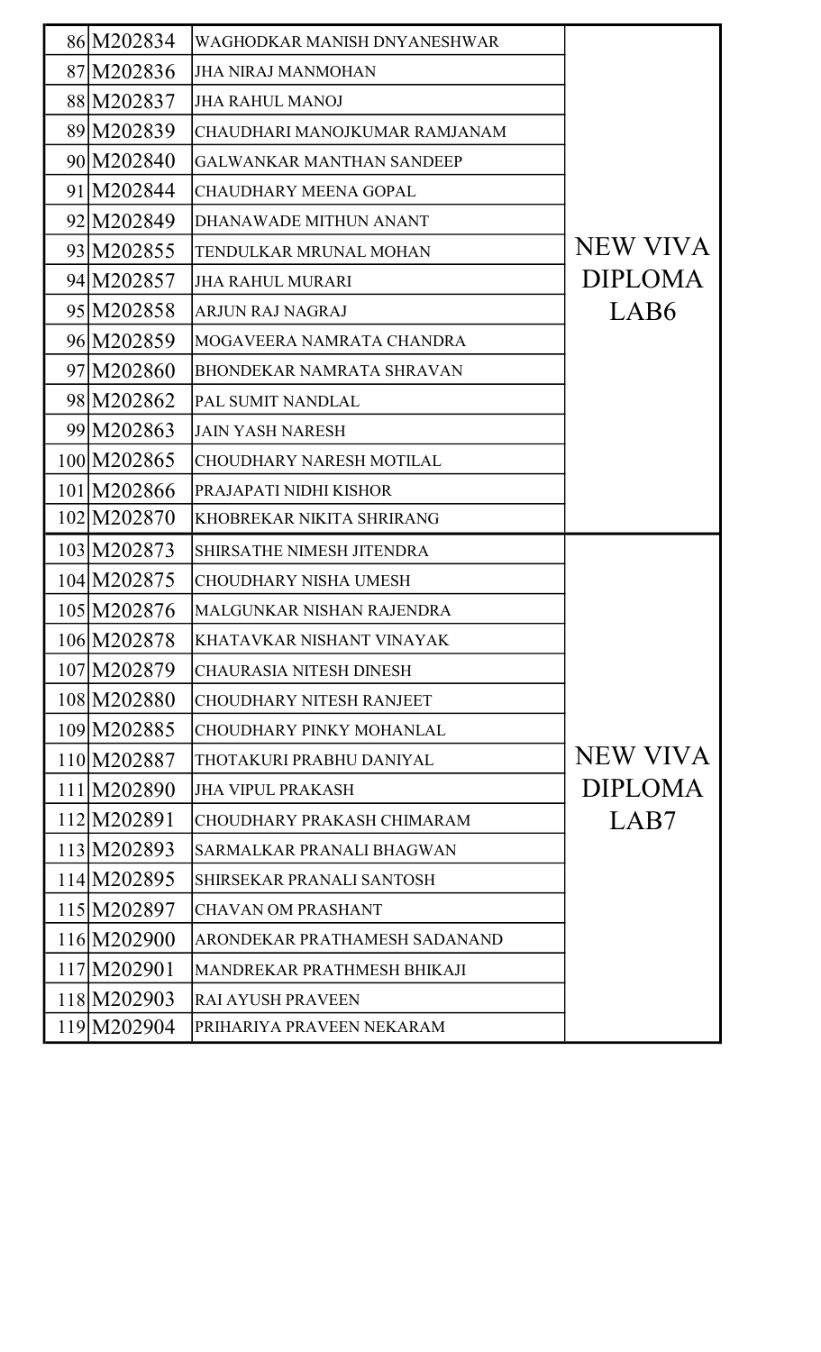| | | | |
|---|---|---|---|
| 86 | M202834 | WAGHODKAR MANISH DNYANESHWAR | NEW VIVA DIPLOMA LAB6 |
| 87 | M202836 | JHA NIRAJ MANMOHAN | |
| 88 | M202837 | JHA RAHUL MANOJ | |
| 89 | M202839 | CHAUDHARI MANOJKUMAR RAMJANAM | |
| 90 | M202840 | GALWANKAR MANTHAN SANDEEP | |
| 91 | M202844 | CHAUDHARY MEENA GOPAL | |
| 92 | M202849 | DHANAWADE MITHUN ANANT | |
| 93 | M202855 | TENDULKAR MRUNAL MOHAN | |
| 94 | M202857 | JHA RAHUL MURARI | |
| 95 | M202858 | ARJUN RAJ NAGRAJ | |
| 96 | M202859 | MOGAVEERA NAMRATA CHANDRA | |
| 97 | M202860 | BHONDEKAR NAMRATA SHRAVAN | |
| 98 | M202862 | PAL SUMIT NANDLAL | |
| 99 | M202863 | JAIN YASH NARESH | |
| 100 | M202865 | CHOUDHARY NARESH MOTILAL | |
| 101 | M202866 | PRAJAPATI NIDHI KISHOR | |
| 102 | M202870 | KHOBREKAR NIKITA SHRIRANG | |
| 103 | M202873 | SHIRSATHE NIMESH JITENDRA | NEW VIVA DIPLOMA LAB7 |
| 104 | M202875 | CHOUDHARY NISHA UMESH | |
| 105 | M202876 | MALGUNKAR NISHAN RAJENDRA | |
| 106 | M202878 | KHATAVKAR NISHANT VINAYAK | |
| 107 | M202879 | CHAURASIA NITESH DINESH | |
| 108 | M202880 | CHOUDHARY NITESH RANJEET | |
| 109 | M202885 | CHOUDHARY PINKY MOHANLAL | |
| 110 | M202887 | THOTAKURI PRABHU DANIYAL | |
| 111 | M202890 | JHA VIPUL PRAKASH | |
| 112 | M202891 | CHOUDHARY PRAKASH CHIMARAM | |
| 113 | M202893 | SARMALKAR PRANALI BHAGWAN | |
| 114 | M202895 | SHIRSEKAR PRANALI SANTOSH | |
| 115 | M202897 | CHAVAN OM PRASHANT | |
| 116 | M202900 | ARONDEKAR PRATHAMESH SADANAND | |
| 117 | M202901 | MANDREKAR PRATHMESH BHIKAJI | |
| 118 | M202903 | RAI AYUSH PRAVEEN | |
| 119 | M202904 | PRIHARIYA PRAVEEN NEKARAM | |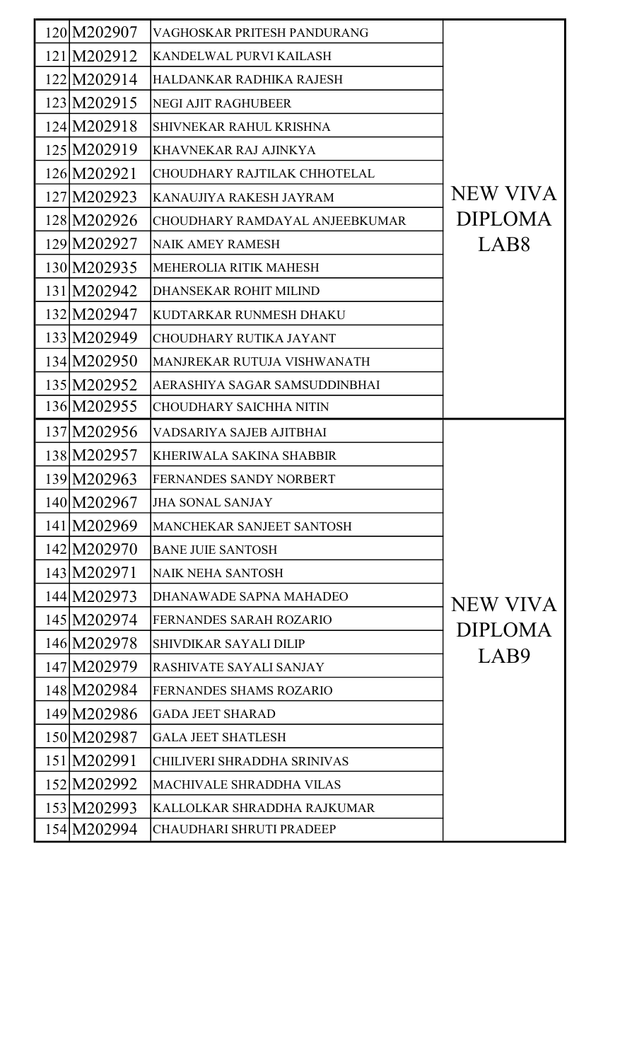| | | | |
|---|---|---|---|
| 120 | M202907 | VAGHOSKAR PRITESH PANDURANG | NEW VIVA DIPLOMA LAB8 |
| 121 | M202912 | KANDELWAL PURVI KAILASH | |
| 122 | M202914 | HALDANKAR RADHIKA RAJESH | |
| 123 | M202915 | NEGI AJIT RAGHUBEER | |
| 124 | M202918 | SHIVNEKAR RAHUL KRISHNA | |
| 125 | M202919 | KHAVNEKAR RAJ AJINKYA | |
| 126 | M202921 | CHOUDHARY RAJTILAK CHHOTELAL | |
| 127 | M202923 | KANAUJIYA RAKESH JAYRAM | |
| 128 | M202926 | CHOUDHARY RAMDAYAL ANJEEBKUMAR | |
| 129 | M202927 | NAIK AMEY RAMESH | |
| 130 | M202935 | MEHEROLIA RITIK MAHESH | |
| 131 | M202942 | DHANSEKAR ROHIT MILIND | |
| 132 | M202947 | KUDTARKAR RUNMESH DHAKU | |
| 133 | M202949 | CHOUDHARY RUTIKA JAYANT | |
| 134 | M202950 | MANJREKAR RUTUJA VISHWANATH | |
| 135 | M202952 | AERASHIYA SAGAR SAMSUDDINBHAI | |
| 136 | M202955 | CHOUDHARY SAICHHA NITIN | |
| 137 | M202956 | VADSARIYA SAJEB AJITBHAI | NEW VIVA DIPLOMA LAB9 |
| 138 | M202957 | KHERIWALA SAKINA SHABBIR | |
| 139 | M202963 | FERNANDES SANDY NORBERT | |
| 140 | M202967 | JHA SONAL SANJAY | |
| 141 | M202969 | MANCHEKAR SANJEET SANTOSH | |
| 142 | M202970 | BANE JUIE SANTOSH | |
| 143 | M202971 | NAIK NEHA SANTOSH | |
| 144 | M202973 | DHANAWADE SAPNA MAHADEO | |
| 145 | M202974 | FERNANDES SARAH ROZARIO | |
| 146 | M202978 | SHIVDIKAR SAYALI DILIP | |
| 147 | M202979 | RASHIVATE SAYALI SANJAY | |
| 148 | M202984 | FERNANDES SHAMS ROZARIO | |
| 149 | M202986 | GADA JEET SHARAD | |
| 150 | M202987 | GALA JEET SHATLESH | |
| 151 | M202991 | CHILIVERI SHRADDHA SRINIVAS | |
| 152 | M202992 | MACHIVALE SHRADDHA VILAS | |
| 153 | M202993 | KALLOLKAR SHRADDHA RAJKUMAR | |
| 154 | M202994 | CHAUDHARI SHRUTI PRADEEP | |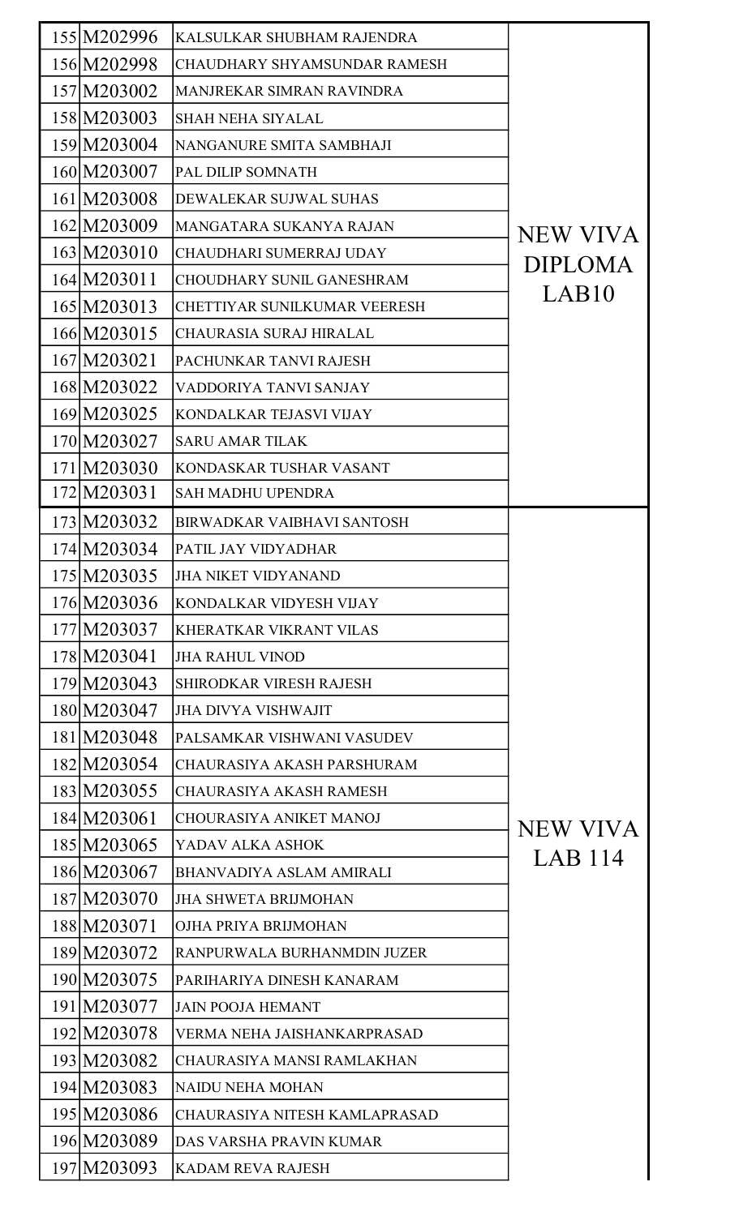| | | | |
|---|---|---|---|
| 155 | M202996 | KALSULKAR SHUBHAM RAJENDRA | NEW VIVA DIPLOMA LAB10 |
| 156 | M202998 | CHAUDHARY SHYAMSUNDAR RAMESH | |
| 157 | M203002 | MANJREKAR SIMRAN RAVINDRA | |
| 158 | M203003 | SHAH NEHA SIYALAL | |
| 159 | M203004 | NANGANURE SMITA SAMBHAJI | |
| 160 | M203007 | PAL DILIP SOMNATH | |
| 161 | M203008 | DEWALEKAR SUJWAL SUHAS | |
| 162 | M203009 | MANGATARA SUKANYA RAJAN | |
| 163 | M203010 | CHAUDHARI SUMERRAJ UDAY | |
| 164 | M203011 | CHOUDHARY SUNIL GANESHRAM | |
| 165 | M203013 | CHETTIYAR SUNILKUMAR VEERESH | |
| 166 | M203015 | CHAURASIA SURAJ HIRALAL | |
| 167 | M203021 | PACHUNKAR TANVI RAJESH | |
| 168 | M203022 | VADDORIYA TANVI SANJAY | |
| 169 | M203025 | KONDALKAR TEJASVI VIJAY | |
| 170 | M203027 | SARU AMAR TILAK | |
| 171 | M203030 | KONDASKAR TUSHAR VASANT | |
| 172 | M203031 | SAH MADHU UPENDRA | |
| 173 | M203032 | BIRWADKAR VAIBHAVI SANTOSH | NEW VIVA LAB 114 |
| 174 | M203034 | PATIL JAY VIDYADHAR | |
| 175 | M203035 | JHA NIKET VIDYANAND | |
| 176 | M203036 | KONDALKAR VIDYESH VIJAY | |
| 177 | M203037 | KHERATKAR VIKRANT VILAS | |
| 178 | M203041 | JHA RAHUL VINOD | |
| 179 | M203043 | SHIRODKAR VIRESH RAJESH | |
| 180 | M203047 | JHA DIVYA VISHWAJIT | |
| 181 | M203048 | PALSAMKAR VISHWANI VASUDEV | |
| 182 | M203054 | CHAURASIYA AKASH PARSHURAM | |
| 183 | M203055 | CHAURASIYA AKASH RAMESH | |
| 184 | M203061 | CHOURASIYA ANIKET MANOJ | |
| 185 | M203065 | YADAV ALKA ASHOK | |
| 186 | M203067 | BHANVADIYA ASLAM AMIRALI | |
| 187 | M203070 | JHA SHWETA BRIJMOHAN | |
| 188 | M203071 | OJHA PRIYA BRIJMOHAN | |
| 189 | M203072 | RANPURWALA BURHANMDIN JUZER | |
| 190 | M203075 | PARIHARIYA DINESH KANARAM | |
| 191 | M203077 | JAIN POOJA HEMANT | |
| 192 | M203078 | VERMA NEHA JAISHANKARPRASAD | |
| 193 | M203082 | CHAURASIYA MANSI RAMLAKHAN | |
| 194 | M203083 | NAIDU NEHA MOHAN | |
| 195 | M203086 | CHAURASIYA NITESH KAMLAPRASAD | |
| 196 | M203089 | DAS VARSHA PRAVIN KUMAR | |
| 197 | M203093 | KADAM REVA RAJESH | |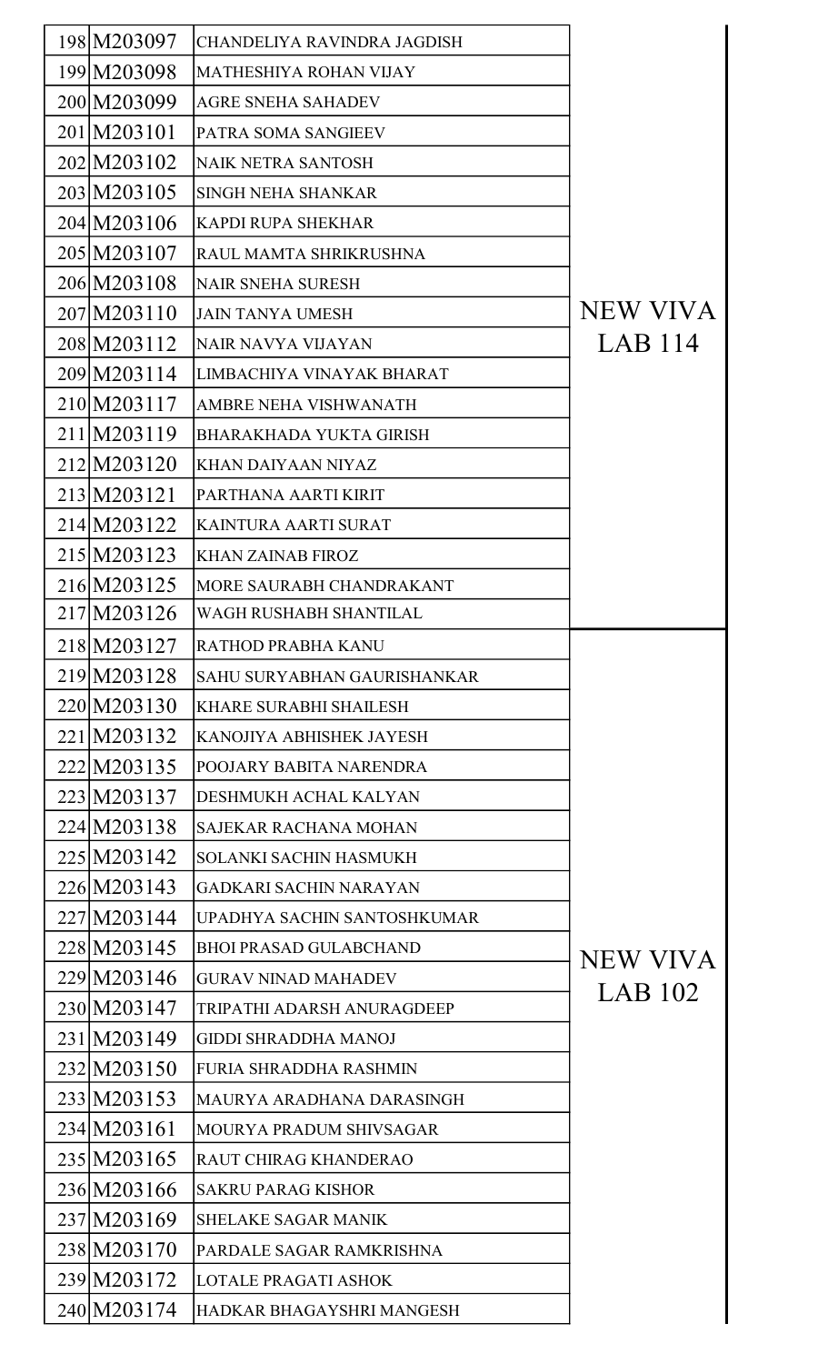| | | | |
|---|---|---|---|
| 198 | M203097 | CHANDELIYA RAVINDRA JAGDISH | NEW VIVA LAB 114 |
| 199 | M203098 | MATHESHIYA ROHAN VIJAY | |
| 200 | M203099 | AGRE SNEHA SAHADEV | |
| 201 | M203101 | PATRA SOMA SANGIEEV | |
| 202 | M203102 | NAIK NETRA SANTOSH | |
| 203 | M203105 | SINGH NEHA SHANKAR | |
| 204 | M203106 | KAPDI RUPA SHEKHAR | |
| 205 | M203107 | RAUL MAMTA SHRIKRUSHNA | |
| 206 | M203108 | NAIR SNEHA SURESH | |
| 207 | M203110 | JAIN TANYA UMESH | |
| 208 | M203112 | NAIR NAVYA VIJAYAN | |
| 209 | M203114 | LIMBACHIYA VINAYAK BHARAT | |
| 210 | M203117 | AMBRE NEHA VISHWANATH | |
| 211 | M203119 | BHARAKHADA YUKTA GIRISH | |
| 212 | M203120 | KHAN DAIYAAN NIYAZ | |
| 213 | M203121 | PARTHANA AARTI KIRIT | |
| 214 | M203122 | KAINTURA AARTI SURAT | |
| 215 | M203123 | KHAN ZAINAB FIROZ | |
| 216 | M203125 | MORE SAURABH CHANDRAKANT | |
| 217 | M203126 | WAGH RUSHABH SHANTILAL | |
| 218 | M203127 | RATHOD PRABHA KANU | NEW VIVA LAB 102 |
| 219 | M203128 | SAHU SURYABHAN GAURISHANKAR | |
| 220 | M203130 | KHARE SURABHI SHAILESH | |
| 221 | M203132 | KANOJIYA ABHISHEK JAYESH | |
| 222 | M203135 | POOJARY BABITA NARENDRA | |
| 223 | M203137 | DESHMUKH ACHAL KALYAN | |
| 224 | M203138 | SAJEKAR RACHANA MOHAN | |
| 225 | M203142 | SOLANKI SACHIN HASMUKH | |
| 226 | M203143 | GADKARI SACHIN NARAYAN | |
| 227 | M203144 | UPADHYA SACHIN SANTOSHKUMAR | |
| 228 | M203145 | BHOI PRASAD GULABCHAND | |
| 229 | M203146 | GURAV NINAD MAHADEV | |
| 230 | M203147 | TRIPATHI ADARSH ANURAGDEEP | |
| 231 | M203149 | GIDDI SHRADDHA MANOJ | |
| 232 | M203150 | FURIA SHRADDHA RASHMIN | |
| 233 | M203153 | MAURYA ARADHANA DARASINGH | |
| 234 | M203161 | MOURYA PRADUM SHIVSAGAR | |
| 235 | M203165 | RAUT CHIRAG KHANDERAO | |
| 236 | M203166 | SAKRU PARAG KISHOR | |
| 237 | M203169 | SHELAKE SAGAR MANIK | |
| 238 | M203170 | PARDALE SAGAR RAMKRISHNA | |
| 239 | M203172 | LOTALE PRAGATI ASHOK | |
| 240 | M203174 | HADKAR BHAGAYSHRI MANGESH | |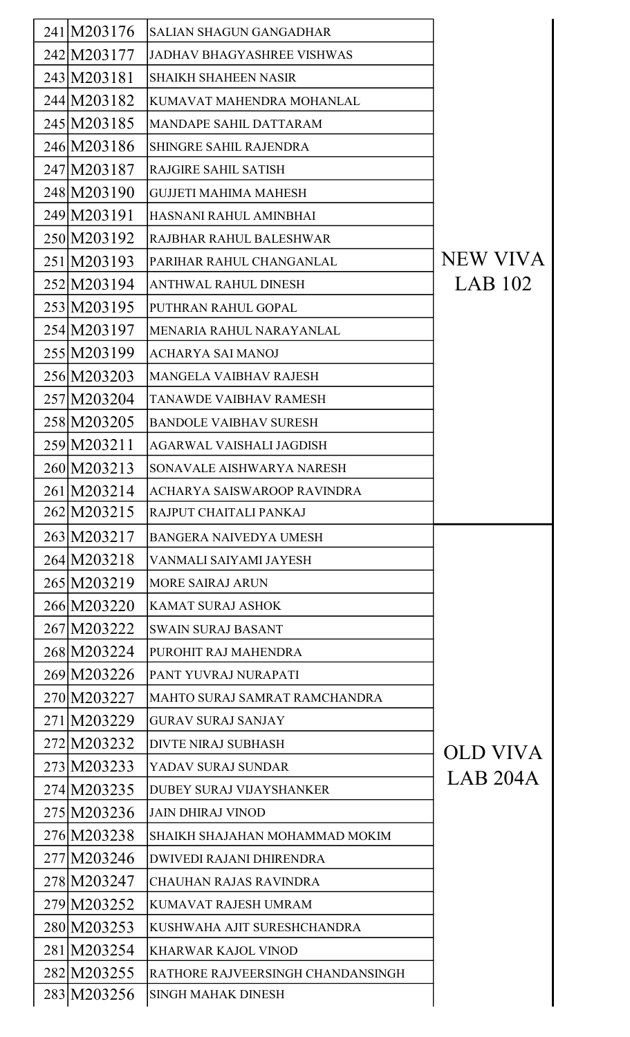| | | | |
|---|---|---|---|
| 241 | M203176 | SALIAN SHAGUN GANGADHAR | NEW VIVA LAB 102 |
| 242 | M203177 | JADHAV BHAGYASHREE VISHWAS | |
| 243 | M203181 | SHAIKH SHAHEEN NASIR | |
| 244 | M203182 | KUMAVAT MAHENDRA MOHANLAL | |
| 245 | M203185 | MANDAPE SAHIL DATTARAM | |
| 246 | M203186 | SHINGRE SAHIL RAJENDRA | |
| 247 | M203187 | RAJGIRE SAHIL SATISH | |
| 248 | M203190 | GUJJETI MAHIMA MAHESH | |
| 249 | M203191 | HASNANI RAHUL AMINBHAI | |
| 250 | M203192 | RAJBHAR RAHUL BALESHWAR | |
| 251 | M203193 | PARIHAR RAHUL CHANGANLAL | |
| 252 | M203194 | ANTHWAL RAHUL DINESH | |
| 253 | M203195 | PUTHRAN RAHUL GOPAL | |
| 254 | M203197 | MENARIA RAHUL NARAYANLAL | |
| 255 | M203199 | ACHARYA SAI MANOJ | |
| 256 | M203203 | MANGELA VAIBHAV RAJESH | |
| 257 | M203204 | TANAWDE VAIBHAV RAMESH | |
| 258 | M203205 | BANDOLE VAIBHAV SURESH | |
| 259 | M203211 | AGARWAL VAISHALI JAGDISH | |
| 260 | M203213 | SONAVALE AISHWARYA NARESH | |
| 261 | M203214 | ACHARYA SAISWAROOP RAVINDRA | |
| 262 | M203215 | RAJPUT CHAITALI PANKAJ | |
| 263 | M203217 | BANGERA NAIVEDYA UMESH | OLD VIVA LAB 204A |
| 264 | M203218 | VANMALI SAIYAMI JAYESH | |
| 265 | M203219 | MORE SAIRAJ ARUN | |
| 266 | M203220 | KAMAT SURAJ ASHOK | |
| 267 | M203222 | SWAIN SURAJ BASANT | |
| 268 | M203224 | PUROHIT RAJ MAHENDRA | |
| 269 | M203226 | PANT YUVRAJ NURAPATI | |
| 270 | M203227 | MAHTO SURAJ SAMRAT RAMCHANDRA | |
| 271 | M203229 | GURAV SURAJ SANJAY | |
| 272 | M203232 | DIVTE NIRAJ SUBHASH | |
| 273 | M203233 | YADAV SURAJ SUNDAR | |
| 274 | M203235 | DUBEY SURAJ VIJAYSHANKER | |
| 275 | M203236 | JAIN DHIRAJ VINOD | |
| 276 | M203238 | SHAIKH SHAJAHAN MOHAMMAD MOKIM | |
| 277 | M203246 | DWIVEDI RAJANI DHIRENDRA | |
| 278 | M203247 | CHAUHAN RAJAS RAVINDRA | |
| 279 | M203252 | KUMAVAT RAJESH UMRAM | |
| 280 | M203253 | KUSHWAHA AJIT SURESHCHANDRA | |
| 281 | M203254 | KHARWAR KAJOL VINOD | |
| 282 | M203255 | RATHORE RAJVEERSINGH CHANDANSINGH | |
| 283 | M203256 | SINGH MAHAK DINESH | |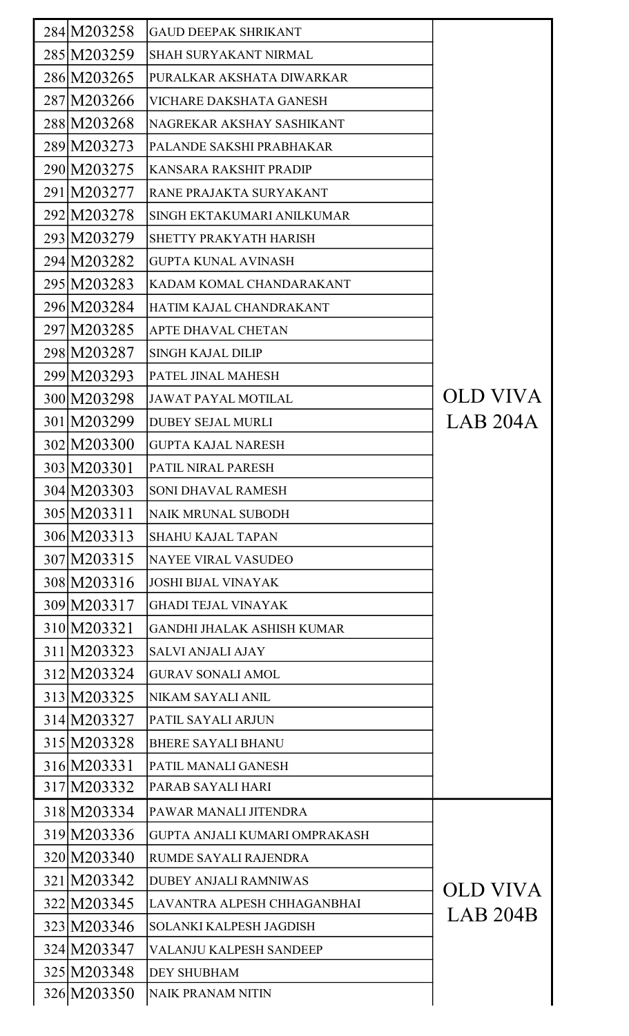| | | | |
|---|---|---|---|
| 284 | M203258 | GAUD DEEPAK SHRIKANT | OLD VIVA LAB 204A |
| 285 | M203259 | SHAH SURYAKANT NIRMAL | |
| 286 | M203265 | PURALKAR AKSHATA DIWARKAR | |
| 287 | M203266 | VICHARE DAKSHATA GANESH | |
| 288 | M203268 | NAGREKAR AKSHAY SASHIKANT | |
| 289 | M203273 | PALANDE SAKSHI PRABHAKAR | |
| 290 | M203275 | KANSARA RAKSHIT PRADIP | |
| 291 | M203277 | RANE PRAJAKTA SURYAKANT | |
| 292 | M203278 | SINGH EKTAKUMARI ANILKUMAR | |
| 293 | M203279 | SHETTY PRAKYATH HARISH | |
| 294 | M203282 | GUPTA KUNAL AVINASH | |
| 295 | M203283 | KADAM KOMAL CHANDARAKANT | |
| 296 | M203284 | HATIM KAJAL CHANDRAKANT | |
| 297 | M203285 | APTE DHAVAL CHETAN | |
| 298 | M203287 | SINGH KAJAL DILIP | |
| 299 | M203293 | PATEL JINAL MAHESH | |
| 300 | M203298 | JAWAT PAYAL MOTILAL | |
| 301 | M203299 | DUBEY SEJAL MURLI | |
| 302 | M203300 | GUPTA KAJAL NARESH | |
| 303 | M203301 | PATIL NIRAL PARESH | |
| 304 | M203303 | SONI DHAVAL RAMESH | |
| 305 | M203311 | NAIK MRUNAL SUBODH | |
| 306 | M203313 | SHAHU KAJAL TAPAN | |
| 307 | M203315 | NAYEE VIRAL VASUDEO | |
| 308 | M203316 | JOSHI BIJAL VINAYAK | |
| 309 | M203317 | GHADI TEJAL VINAYAK | |
| 310 | M203321 | GANDHI JHALAK ASHISH KUMAR | |
| 311 | M203323 | SALVI ANJALI AJAY | |
| 312 | M203324 | GURAV SONALI AMOL | |
| 313 | M203325 | NIKAM SAYALI ANIL | |
| 314 | M203327 | PATIL SAYALI ARJUN | |
| 315 | M203328 | BHERE SAYALI BHANU | |
| 316 | M203331 | PATIL MANALI GANESH | |
| 317 | M203332 | PARAB SAYALI HARI | |
| 318 | M203334 | PAWAR MANALI JITENDRA | OLD VIVA LAB 204B |
| 319 | M203336 | GUPTA ANJALI KUMARI OMPRAKASH | |
| 320 | M203340 | RUMDE SAYALI RAJENDRA | |
| 321 | M203342 | DUBEY ANJALI RAMNIWAS | |
| 322 | M203345 | LAVANTRA ALPESH CHHAGANBHAI | |
| 323 | M203346 | SOLANKI KALPESH JAGDISH | |
| 324 | M203347 | VALANJU KALPESH SANDEEP | |
| 325 | M203348 | DEY SHUBHAM | |
| 326 | M203350 | NAIK PRANAM NITIN | |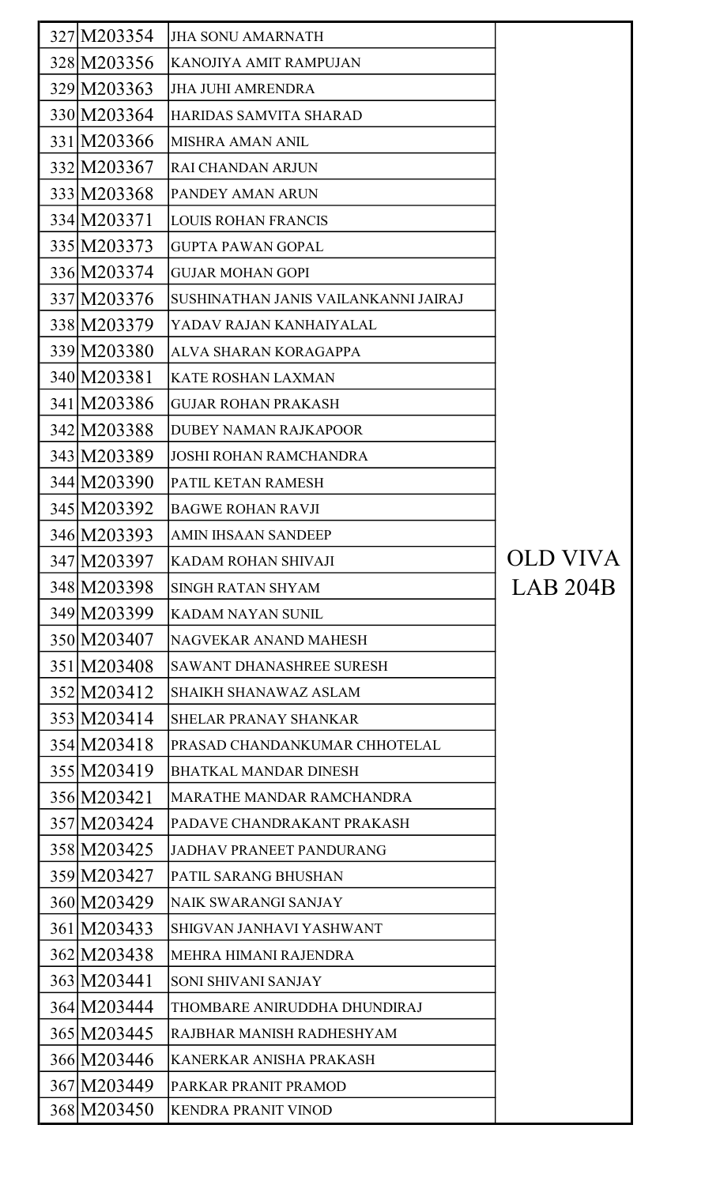| | | | |
|---|---|---|---|
| 327 | M203354 | JHA SONU AMARNATH | OLD VIVA LAB 204B |
| 328 | M203356 | KANOJIYA AMIT RAMPUJAN | |
| 329 | M203363 | JHA JUHI AMRENDRA | |
| 330 | M203364 | HARIDAS SAMVITA SHARAD | |
| 331 | M203366 | MISHRA AMAN ANIL | |
| 332 | M203367 | RAI CHANDAN ARJUN | |
| 333 | M203368 | PANDEY AMAN ARUN | |
| 334 | M203371 | LOUIS ROHAN FRANCIS | |
| 335 | M203373 | GUPTA PAWAN GOPAL | |
| 336 | M203374 | GUJAR MOHAN GOPI | |
| 337 | M203376 | SUSHINATHAN JANIS VAILANKANNI JAIRAJ | |
| 338 | M203379 | YADAV RAJAN KANHAIYALAL | |
| 339 | M203380 | ALVA SHARAN KORAGAPPA | |
| 340 | M203381 | KATE ROSHAN LAXMAN | |
| 341 | M203386 | GUJAR ROHAN PRAKASH | |
| 342 | M203388 | DUBEY NAMAN RAJKAPOOR | |
| 343 | M203389 | JOSHI ROHAN RAMCHANDRA | |
| 344 | M203390 | PATIL KETAN RAMESH | |
| 345 | M203392 | BAGWE ROHAN RAVJI | |
| 346 | M203393 | AMIN IHSAAN SANDEEP | |
| 347 | M203397 | KADAM ROHAN SHIVAJI | |
| 348 | M203398 | SINGH RATAN SHYAM | |
| 349 | M203399 | KADAM NAYAN SUNIL | |
| 350 | M203407 | NAGVEKAR ANAND MAHESH | |
| 351 | M203408 | SAWANT DHANASHREE SURESH | |
| 352 | M203412 | SHAIKH SHANAWAZ ASLAM | |
| 353 | M203414 | SHELAR PRANAY SHANKAR | |
| 354 | M203418 | PRASAD CHANDANKUMAR CHHOTELAL | |
| 355 | M203419 | BHATKAL MANDAR DINESH | |
| 356 | M203421 | MARATHE MANDAR RAMCHANDRA | |
| 357 | M203424 | PADAVE CHANDRAKANT PRAKASH | |
| 358 | M203425 | JADHAV PRANEET PANDURANG | |
| 359 | M203427 | PATIL SARANG BHUSHAN | |
| 360 | M203429 | NAIK SWARANGI SANJAY | |
| 361 | M203433 | SHIGVAN JANHAVI YASHWANT | |
| 362 | M203438 | MEHRA HIMANI RAJENDRA | |
| 363 | M203441 | SONI SHIVANI SANJAY | |
| 364 | M203444 | THOMBARE ANIRUDDHA DHUNDIRAJ | |
| 365 | M203445 | RAJBHAR MANISH RADHESHYAM | |
| 366 | M203446 | KANERKAR ANISHA PRAKASH | |
| 367 | M203449 | PARKAR PRANIT PRAMOD | |
| 368 | M203450 | KENDRA PRANIT VINOD | |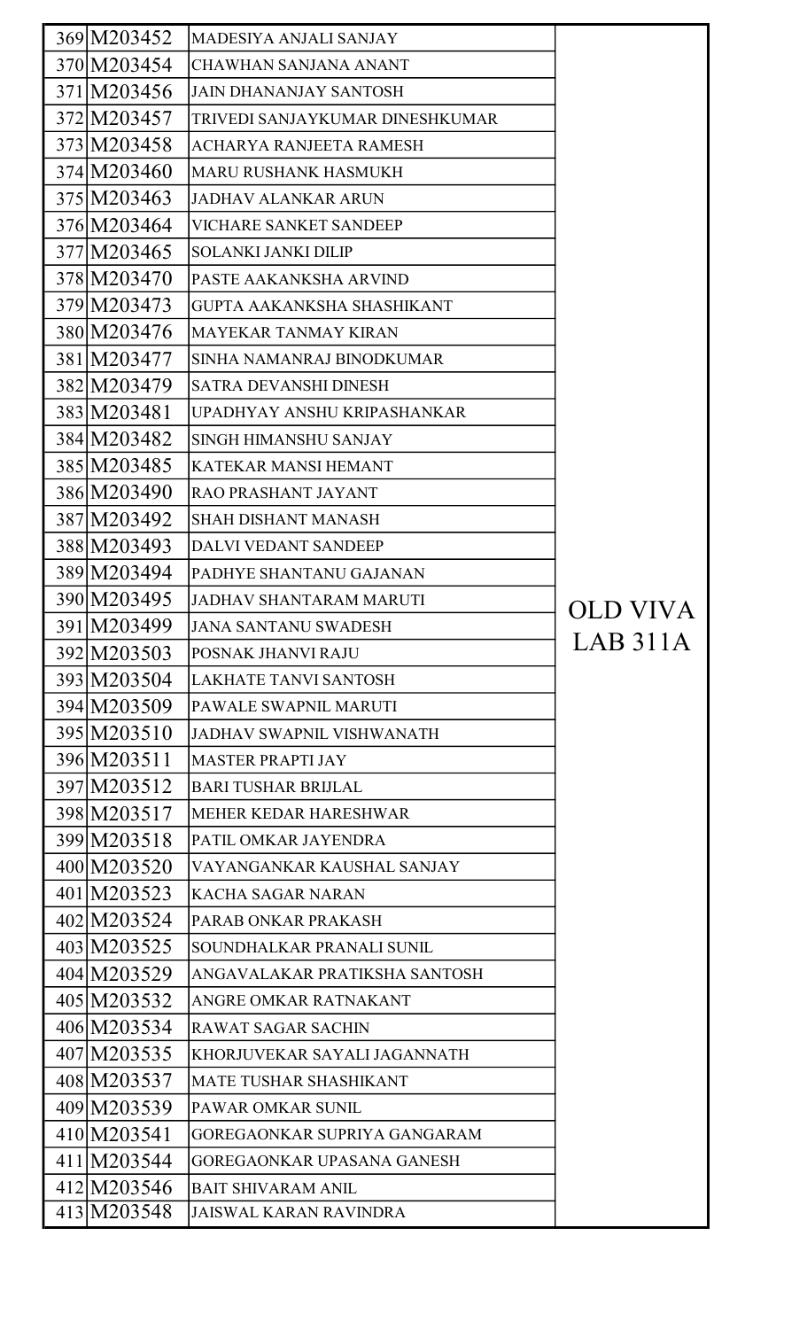| | | | |
|---|---|---|---|
| 369 | M203452 | MADESIYA ANJALI SANJAY | OLD VIVA LAB 311A |
| 370 | M203454 | CHAWHAN SANJANA ANANT | |
| 371 | M203456 | JAIN DHANANJAY SANTOSH | |
| 372 | M203457 | TRIVEDI SANJAYKUMAR DINESHKUMAR | |
| 373 | M203458 | ACHARYA RANJEETA RAMESH | |
| 374 | M203460 | MARU RUSHANK HASMUKH | |
| 375 | M203463 | JADHAV ALANKAR ARUN | |
| 376 | M203464 | VICHARE SANKET SANDEEP | |
| 377 | M203465 | SOLANKI JANKI DILIP | |
| 378 | M203470 | PASTE AAKANKSHA ARVIND | |
| 379 | M203473 | GUPTA AAKANKSHA SHASHIKANT | |
| 380 | M203476 | MAYEKAR TANMAY KIRAN | |
| 381 | M203477 | SINHA NAMANRAJ BINODKUMAR | |
| 382 | M203479 | SATRA DEVANSHI DINESH | |
| 383 | M203481 | UPADHYAY ANSHU KRIPASHANKAR | |
| 384 | M203482 | SINGH HIMANSHU SANJAY | |
| 385 | M203485 | KATEKAR MANSI HEMANT | |
| 386 | M203490 | RAO PRASHANT JAYANT | |
| 387 | M203492 | SHAH DISHANT MANASH | |
| 388 | M203493 | DALVI VEDANT SANDEEP | |
| 389 | M203494 | PADHYE SHANTANU GAJANAN | |
| 390 | M203495 | JADHAV SHANTARAM MARUTI | |
| 391 | M203499 | JANA SANTANU SWADESH | |
| 392 | M203503 | POSNAK JHANVI RAJU | |
| 393 | M203504 | LAKHATE TANVI SANTOSH | |
| 394 | M203509 | PAWALE SWAPNIL MARUTI | |
| 395 | M203510 | JADHAV SWAPNIL VISHWANATH | |
| 396 | M203511 | MASTER PRAPTI JAY | |
| 397 | M203512 | BARI TUSHAR BRIJLAL | |
| 398 | M203517 | MEHER KEDAR HARESHWAR | |
| 399 | M203518 | PATIL OMKAR JAYENDRA | |
| 400 | M203520 | VAYANGANKAR KAUSHAL SANJAY | |
| 401 | M203523 | KACHA SAGAR NARAN | |
| 402 | M203524 | PARAB ONKAR PRAKASH | |
| 403 | M203525 | SOUNDHALKAR PRANALI SUNIL | |
| 404 | M203529 | ANGAVALAKAR PRATIKSHA SANTOSH | |
| 405 | M203532 | ANGRE OMKAR RATNAKANT | |
| 406 | M203534 | RAWAT SAGAR SACHIN | |
| 407 | M203535 | KHORJUVEKAR SAYALI JAGANNATH | |
| 408 | M203537 | MATE TUSHAR SHASHIKANT | |
| 409 | M203539 | PAWAR OMKAR SUNIL | |
| 410 | M203541 | GOREGAONKAR SUPRIYA GANGARAM | |
| 411 | M203544 | GOREGAONKAR UPASANA GANESH | |
| 412 | M203546 | BAIT SHIVARAM ANIL | |
| 413 | M203548 | JAISWAL KARAN RAVINDRA | |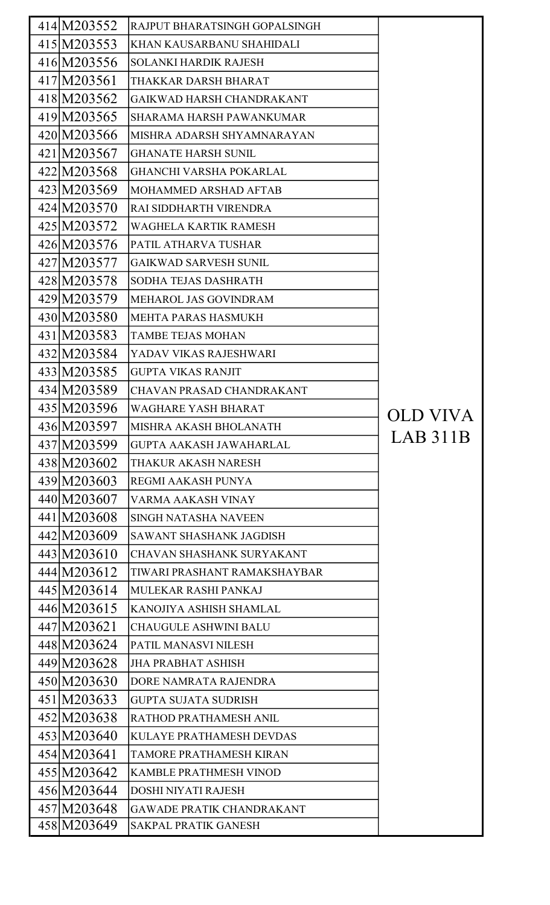| | | | |
|---|---|---|---|
| 414 | M203552 | RAJPUT BHARATSINGH GOPALSINGH | OLD VIVA LAB 311B |
| 415 | M203553 | KHAN KAUSARBANU SHAHIDALI | |
| 416 | M203556 | SOLANKI HARDIK RAJESH | |
| 417 | M203561 | THAKKAR DARSH BHARAT | |
| 418 | M203562 | GAIKWAD HARSH CHANDRAKANT | |
| 419 | M203565 | SHARAMA HARSH PAWANKUMAR | |
| 420 | M203566 | MISHRA ADARSH SHYAMNARAYAN | |
| 421 | M203567 | GHANATE HARSH SUNIL | |
| 422 | M203568 | GHANCHI VARSHA POKARLAL | |
| 423 | M203569 | MOHAMMED ARSHAD AFTAB | |
| 424 | M203570 | RAI SIDDHARTH VIRENDRA | |
| 425 | M203572 | WAGHELA KARTIK RAMESH | |
| 426 | M203576 | PATIL ATHARVA TUSHAR | |
| 427 | M203577 | GAIKWAD SARVESH SUNIL | |
| 428 | M203578 | SODHA TEJAS DASHRATH | |
| 429 | M203579 | MEHAROL JAS GOVINDRAM | |
| 430 | M203580 | MEHTA PARAS HASMUKH | |
| 431 | M203583 | TAMBE TEJAS MOHAN | |
| 432 | M203584 | YADAV VIKAS RAJESHWARI | |
| 433 | M203585 | GUPTA VIKAS RANJIT | |
| 434 | M203589 | CHAVAN PRASAD CHANDRAKANT | |
| 435 | M203596 | WAGHARE YASH BHARAT | |
| 436 | M203597 | MISHRA AKASH BHOLANATH | |
| 437 | M203599 | GUPTA AAKASH JAWAHARLAL | |
| 438 | M203602 | THAKUR AKASH NARESH | |
| 439 | M203603 | REGMI AAKASH PUNYA | |
| 440 | M203607 | VARMA AAKASH VINAY | |
| 441 | M203608 | SINGH NATASHA NAVEEN | |
| 442 | M203609 | SAWANT SHASHANK JAGDISH | |
| 443 | M203610 | CHAVAN SHASHANK SURYAKANT | |
| 444 | M203612 | TIWARI PRASHANT RAMAKSHAYBAR | |
| 445 | M203614 | MULEKAR RASHI PANKAJ | |
| 446 | M203615 | KANOJIYA ASHISH SHAMLAL | |
| 447 | M203621 | CHAUGULE ASHWINI BALU | |
| 448 | M203624 | PATIL MANASVI NILESH | |
| 449 | M203628 | JHA PRABHAT ASHISH | |
| 450 | M203630 | DORE NAMRATA RAJENDRA | |
| 451 | M203633 | GUPTA SUJATA SUDRISH | |
| 452 | M203638 | RATHOD PRATHAMESH ANIL | |
| 453 | M203640 | KULAYE PRATHAMESH DEVDAS | |
| 454 | M203641 | TAMORE PRATHAMESH KIRAN | |
| 455 | M203642 | KAMBLE PRATHMESH VINOD | |
| 456 | M203644 | DOSHI NIYATI RAJESH | |
| 457 | M203648 | GAWADE PRATIK CHANDRAKANT | |
| 458 | M203649 | SAKPAL PRATIK GANESH | |